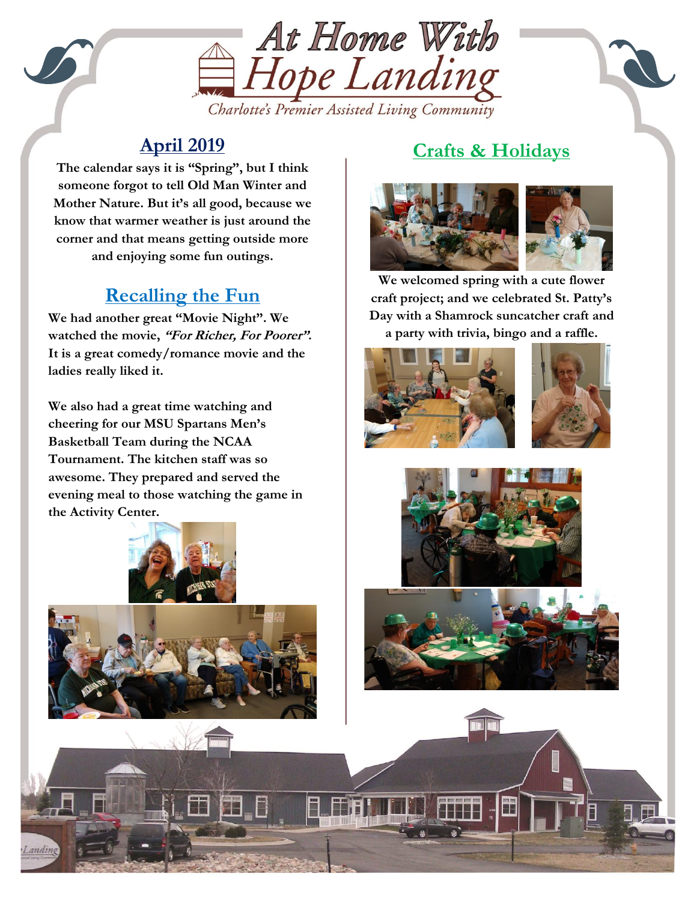# At Home With Hope Landing

Charlotte's Premier Assisted Living Community

## April 2019

**The calendar says it is "Spring", but I think someone forgot to tell Old Man Winter and Mother Nature. But it's all good, because we know that warmer weather is just around the corner and that means getting outside more and enjoying some fun outings.**

## Recalling the Fun

**We had another great "Movie Night". We watched the movie, *"For Richer, For Poorer"*. It is a great comedy/romance movie and the ladies really liked it.**

**We also had a great time watching and cheering for our MSU Spartans Men's Basketball Team during the NCAA Tournament. The kitchen staff was so awesome. They prepared and served the evening meal to those watching the game in the Activity Center.**

## Crafts & Holidays

**We welcomed spring with a cute flower craft project; and we celebrated St. Patty's Day with a Shamrock suncatcher craft and a party with trivia, bingo and a raffle.**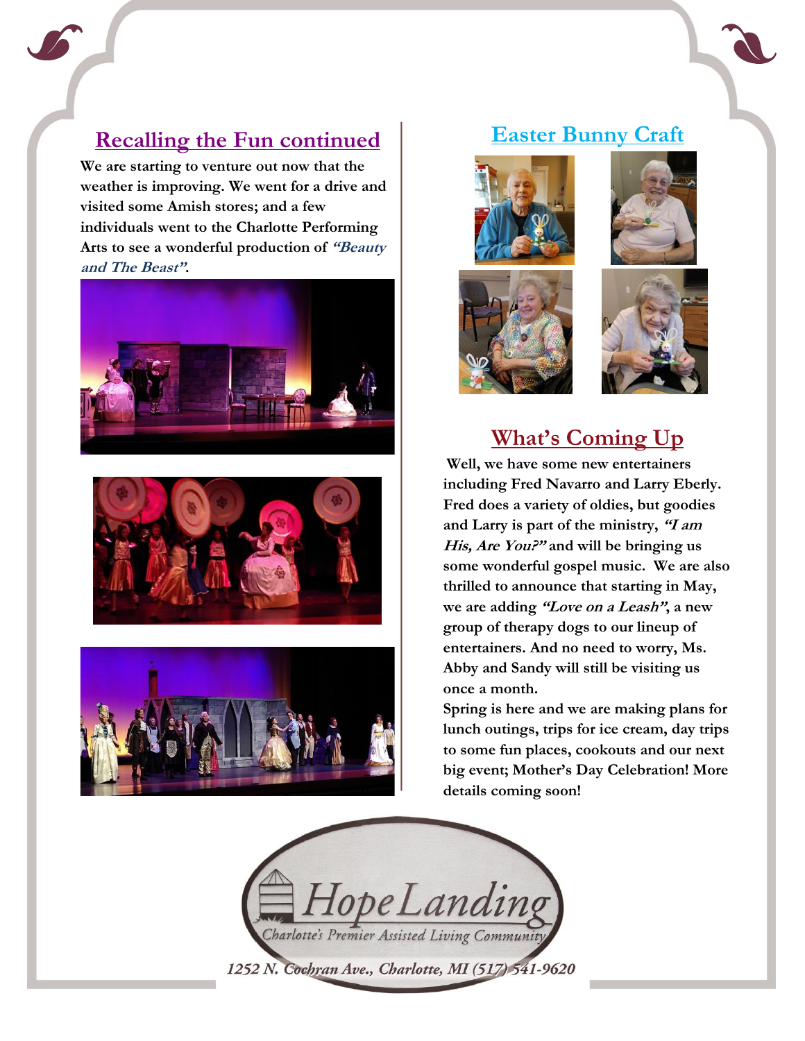## Recalling the Fun continued

**We are starting to venture out now that the weather is improving. We went for a drive and visited some Amish stores; and a few individuals went to the Charlotte Performing Arts to see a wonderful production of *"Beauty and The Beast"*.**

## Easter Bunny Craft

## What's Coming Up

**Well, we have some new entertainers including Fred Navarro and Larry Eberly. Fred does a variety of oldies, but goodies and Larry is part of the ministry, *"I am His, Are You?"* and will be bringing us some wonderful gospel music. We are also thrilled to announce that starting in May, we are adding *"Love on a Leash"*, a new group of therapy dogs to our lineup of entertainers. And no need to worry, Ms. Abby and Sandy will still be visiting us once a month.**

**Spring is here and we are making plans for lunch outings, trips for ice cream, day trips to some fun places, cookouts and our next big event; Mother's Day Celebration! More details coming soon!**

HopeLanding
Charlotte's Premier Assisted Living Community

*1252 N. Cochran Ave., Charlotte, MI (517) 541-9620*